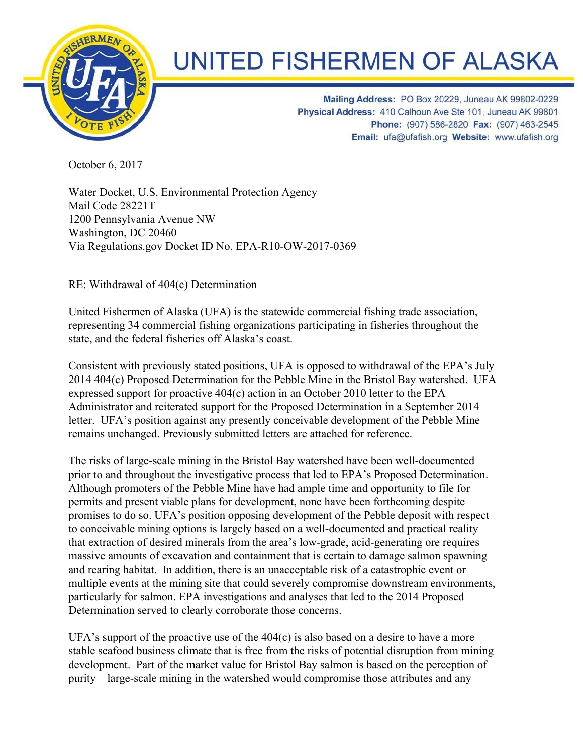# UNITED FISHERMEN OF ALASKA

**Mailing Address:** PO Box 20229, Juneau AK 99802-0229
**Physical Address:** 410 Calhoun Ave Ste 101, Juneau AK 99801
**Phone:** (907) 586-2820 **Fax:** (907) 463-2545
**Email:** ufa@ufafish.org **Website:** www.ufafish.org

October 6, 2017

Water Docket, U.S. Environmental Protection Agency
Mail Code 28221T
1200 Pennsylvania Avenue NW
Washington, DC 20460
Via Regulations.gov Docket ID No. EPA-R10-OW-2017-0369

RE: Withdrawal of 404(c) Determination

United Fishermen of Alaska (UFA) is the statewide commercial fishing trade association, representing 34 commercial fishing organizations participating in fisheries throughout the state, and the federal fisheries off Alaska's coast.

Consistent with previously stated positions, UFA is opposed to withdrawal of the EPA's July 2014 404(c) Proposed Determination for the Pebble Mine in the Bristol Bay watershed. UFA expressed support for proactive 404(c) action in an October 2010 letter to the EPA Administrator and reiterated support for the Proposed Determination in a September 2014 letter. UFA's position against any presently conceivable development of the Pebble Mine remains unchanged. Previously submitted letters are attached for reference.

The risks of large-scale mining in the Bristol Bay watershed have been well-documented prior to and throughout the investigative process that led to EPA's Proposed Determination. Although promoters of the Pebble Mine have had ample time and opportunity to file for permits and present viable plans for development, none have been forthcoming despite promises to do so. UFA's position opposing development of the Pebble deposit with respect to conceivable mining options is largely based on a well-documented and practical reality that extraction of desired minerals from the area's low-grade, acid-generating ore requires massive amounts of excavation and containment that is certain to damage salmon spawning and rearing habitat. In addition, there is an unacceptable risk of a catastrophic event or multiple events at the mining site that could severely compromise downstream environments, particularly for salmon. EPA investigations and analyses that led to the 2014 Proposed Determination served to clearly corroborate those concerns.

UFA's support of the proactive use of the 404(c) is also based on a desire to have a more stable seafood business climate that is free from the risks of potential disruption from mining development. Part of the market value for Bristol Bay salmon is based on the perception of purity—large-scale mining in the watershed would compromise those attributes and any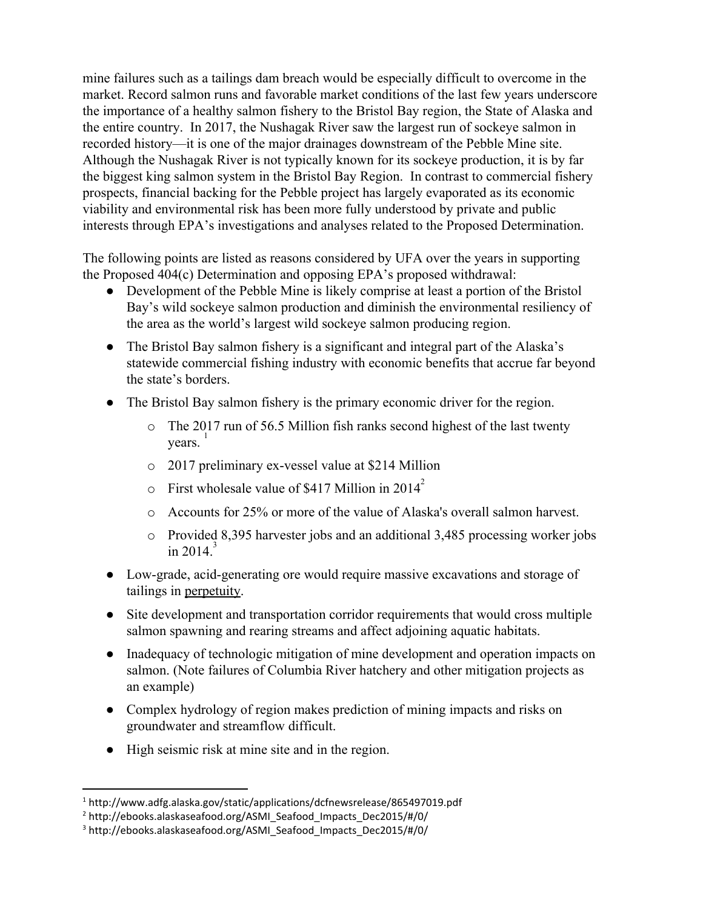mine failures such as a tailings dam breach would be especially difficult to overcome in the market. Record salmon runs and favorable market conditions of the last few years underscore the importance of a healthy salmon fishery to the Bristol Bay region, the State of Alaska and the entire country. In 2017, the Nushagak River saw the largest run of sockeye salmon in recorded history—it is one of the major drainages downstream of the Pebble Mine site. Although the Nushagak River is not typically known for its sockeye production, it is by far the biggest king salmon system in the Bristol Bay Region. In contrast to commercial fishery prospects, financial backing for the Pebble project has largely evaporated as its economic viability and environmental risk has been more fully understood by private and public interests through EPA's investigations and analyses related to the Proposed Determination.

The following points are listed as reasons considered by UFA over the years in supporting the Proposed 404(c) Determination and opposing EPA's proposed withdrawal:

- Development of the Pebble Mine is likely comprise at least a portion of the Bristol Bay's wild sockeye salmon production and diminish the environmental resiliency of the area as the world's largest wild sockeye salmon producing region.
- The Bristol Bay salmon fishery is a significant and integral part of the Alaska's statewide commercial fishing industry with economic benefits that accrue far beyond the state's borders.
- The Bristol Bay salmon fishery is the primary economic driver for the region.
  - The 2017 run of 56.5 Million fish ranks second highest of the last twenty years.[1]
  - 2017 preliminary ex-vessel value at $214 Million
  - First wholesale value of $417 Million in 2014[2]
  - Accounts for 25% or more of the value of Alaska's overall salmon harvest.
  - Provided 8,395 harvester jobs and an additional 3,485 processing worker jobs in 2014.[3]
- Low-grade, acid-generating ore would require massive excavations and storage of tailings in perpetuity.
- Site development and transportation corridor requirements that would cross multiple salmon spawning and rearing streams and affect adjoining aquatic habitats.
- Inadequacy of technologic mitigation of mine development and operation impacts on salmon. (Note failures of Columbia River hatchery and other mitigation projects as an example)
- Complex hydrology of region makes prediction of mining impacts and risks on groundwater and streamflow difficult.
- High seismic risk at mine site and in the region.

---

[1] http://www.adfg.alaska.gov/static/applications/dcfnewsrelease/865497019.pdf

[2] http://ebooks.alaskaseafood.org/ASMI_Seafood_Impacts_Dec2015/#/0/

[3] http://ebooks.alaskaseafood.org/ASMI_Seafood_Impacts_Dec2015/#/0/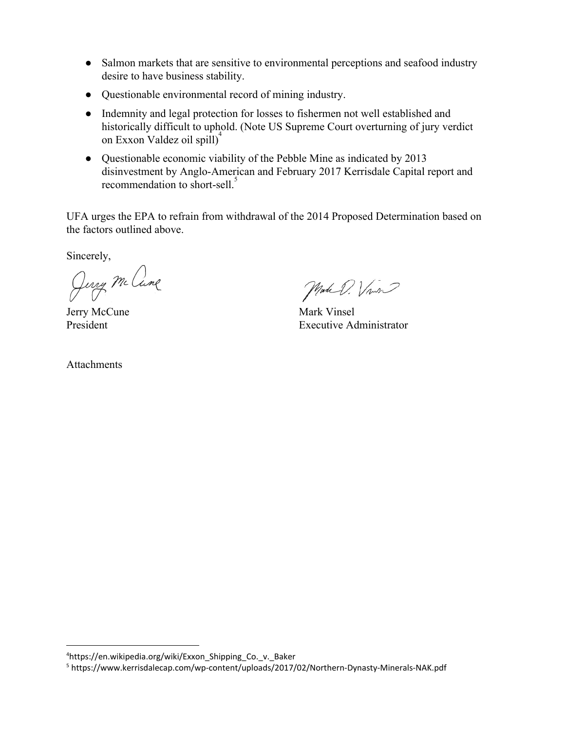- Salmon markets that are sensitive to environmental perceptions and seafood industry desire to have business stability.
- Questionable environmental record of mining industry.
- Indemnity and legal protection for losses to fishermen not well established and historically difficult to uphold. (Note US Supreme Court overturning of jury verdict on Exxon Valdez oil spill)[4]
- Questionable economic viability of the Pebble Mine as indicated by 2013 disinvestment by Anglo-American and February 2017 Kerrisdale Capital report and recommendation to short-sell.[5]

UFA urges the EPA to refrain from withdrawal of the 2014 Proposed Determination based on the factors outlined above.

Sincerely,

Jerry McCune
President

Mark Vinsel
Executive Administrator

Attachments

---

[4] https://en.wikipedia.org/wiki/Exxon_Shipping_Co._v._Baker

[5] https://www.kerrisdalecap.com/wp-content/uploads/2017/02/Northern-Dynasty-Minerals-NAK.pdf